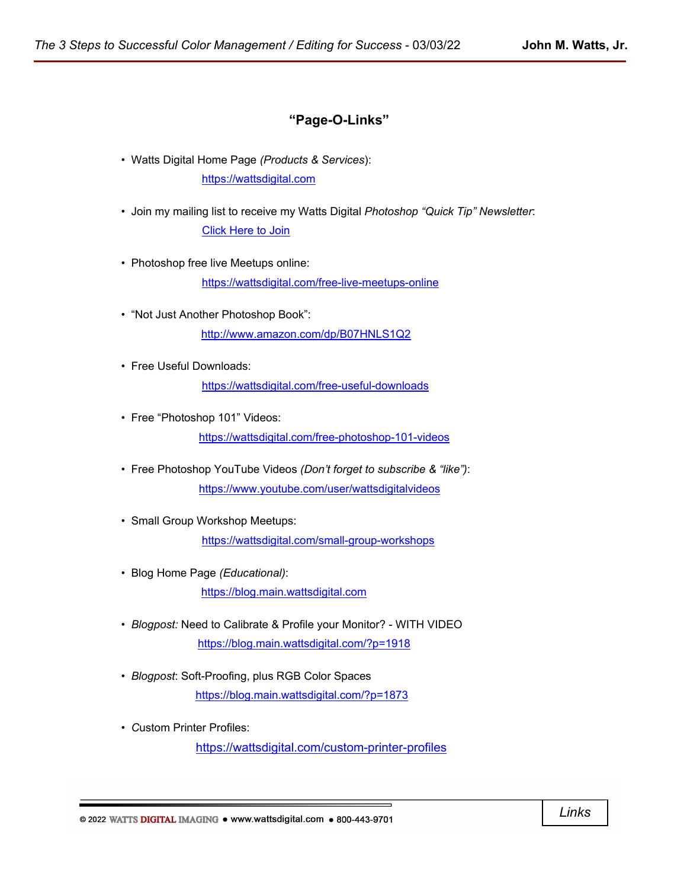## "Page-O-Links"

- Watts Digital Home Page *(Products & Services)*:
  https://wattsdigital.com

- Join my mailing list to receive my Watts Digital *Photoshop "Quick Tip" Newsletter*:
  Click Here to Join

- Photoshop free live Meetups online:
  https://wattsdigital.com/free-live-meetups-online

- "Not Just Another Photoshop Book":
  http://www.amazon.com/dp/B07HNLS1Q2

- Free Useful Downloads:
  https://wattsdigital.com/free-useful-downloads

- Free "Photoshop 101" Videos:
  https://wattsdigital.com/free-photoshop-101-videos

- Free Photoshop YouTube Videos *(Don't forget to subscribe & "like")*:
  https://www.youtube.com/user/wattsdigitalvideos

- Small Group Workshop Meetups:
  https://wattsdigital.com/small-group-workshops

- Blog Home Page *(Educational)*:
  https://blog.main.wattsdigital.com

- *Blogpost:* Need to Calibrate & Profile your Monitor? - WITH VIDEO
  https://blog.main.wattsdigital.com/?p=1918

- *Blogpost*: Soft-Proofing, plus RGB Color Spaces
  https://blog.main.wattsdigital.com/?p=1873

- Custom Printer Profiles:
  https://wattsdigital.com/custom-printer-profiles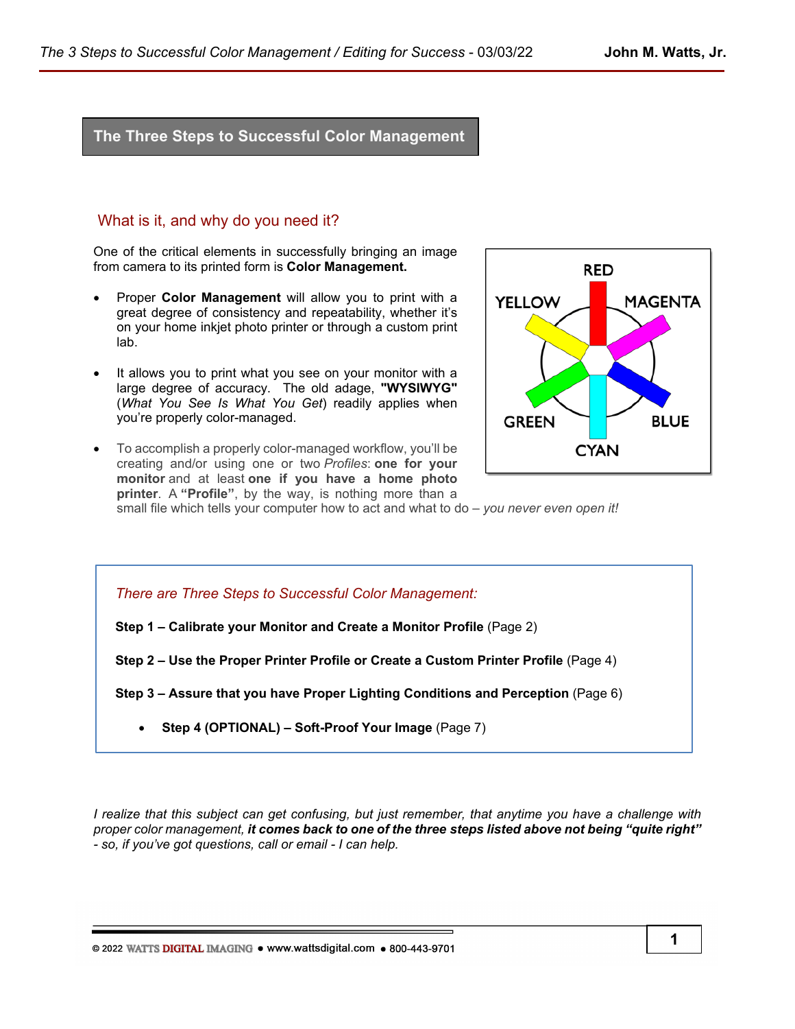## The Three Steps to Successful Color Management

### What is it, and why do you need it?

One of the critical elements in successfully bringing an image from camera to its printed form is **Color Management.**

- Proper **Color Management** will allow you to print with a great degree of consistency and repeatability, whether it's on your home inkjet photo printer or through a custom print lab.
- It allows you to print what you see on your monitor with a large degree of accuracy. The old adage, **"WYSIWYG"** (*What You See Is What You Get*) readily applies when you're properly color-managed.
- To accomplish a properly color-managed workflow, you'll be creating and/or using one or two *Profiles*: **one for your monitor** and at least **one if you have a home photo printer**. A **"Profile"**, by the way, is nothing more than a small file which tells your computer how to act and what to do – *you never even open it!*

RED, YELLOW, MAGENTA, GREEN, BLUE, CYAN

*There are Three Steps to Successful Color Management:*

**Step 1 – Calibrate your Monitor and Create a Monitor Profile** (Page 2)

**Step 2 – Use the Proper Printer Profile or Create a Custom Printer Profile** (Page 4)

**Step 3 – Assure that you have Proper Lighting Conditions and Perception** (Page 6)

- **Step 4 (OPTIONAL) – Soft-Proof Your Image** (Page 7)

*I realize that this subject can get confusing, but just remember, that anytime you have a challenge with proper color management, **it comes back to one of the three steps listed above not being "quite right"** - so, if you've got questions, call or email - I can help.*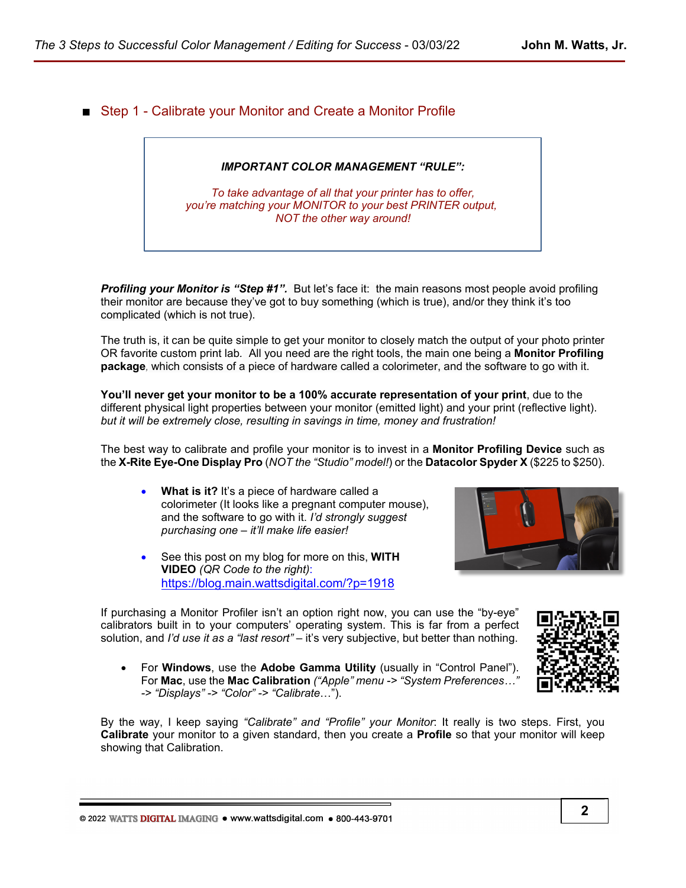## Step 1 - Calibrate your Monitor and Create a Monitor Profile

> ***IMPORTANT COLOR MANAGEMENT "RULE":***
>
> *To take advantage of all that your printer has to offer, you're matching your MONITOR to your best PRINTER output, NOT the other way around!*

***Profiling your Monitor is "Step #1".*** But let's face it: the main reasons most people avoid profiling their monitor are because they've got to buy something (which is true), and/or they think it's too complicated (which is not true).

The truth is, it can be quite simple to get your monitor to closely match the output of your photo printer OR favorite custom print lab. All you need are the right tools, the main one being a **Monitor Profiling package**, which consists of a piece of hardware called a colorimeter, and the software to go with it.

**You'll never get your monitor to be a 100% accurate representation of your print**, due to the different physical light properties between your monitor (emitted light) and your print (reflective light). *but it will be extremely close, resulting in savings in time, money and frustration!*

The best way to calibrate and profile your monitor is to invest in a **Monitor Profiling Device** such as the **X-Rite Eye-One Display Pro** (*NOT the "Studio" model!*) or the **Datacolor Spyder X** ($225 to $250).

- **What is it?** It's a piece of hardware called a colorimeter (It looks like a pregnant computer mouse), and the software to go with it. *I'd strongly suggest purchasing one – it'll make life easier!*
- See this post on my blog for more on this, **WITH VIDEO** *(QR Code to the right)*: https://blog.main.wattsdigital.com/?p=1918

If purchasing a Monitor Profiler isn't an option right now, you can use the "by-eye" calibrators built in to your computers' operating system. This is far from a perfect solution, and *I'd use it as a "last resort"* – it's very subjective, but better than nothing.

- For **Windows**, use the **Adobe Gamma Utility** (usually in "Control Panel"). For **Mac**, use the **Mac Calibration** *("Apple" menu -> "System Preferences…" -> "Displays" -> "Color" -> "Calibrate…")*.

By the way, I keep saying *"Calibrate" and "Profile" your Monitor*. It really is two steps. First, you **Calibrate** your monitor to a given standard, then you create a **Profile** so that your monitor will keep showing that Calibration.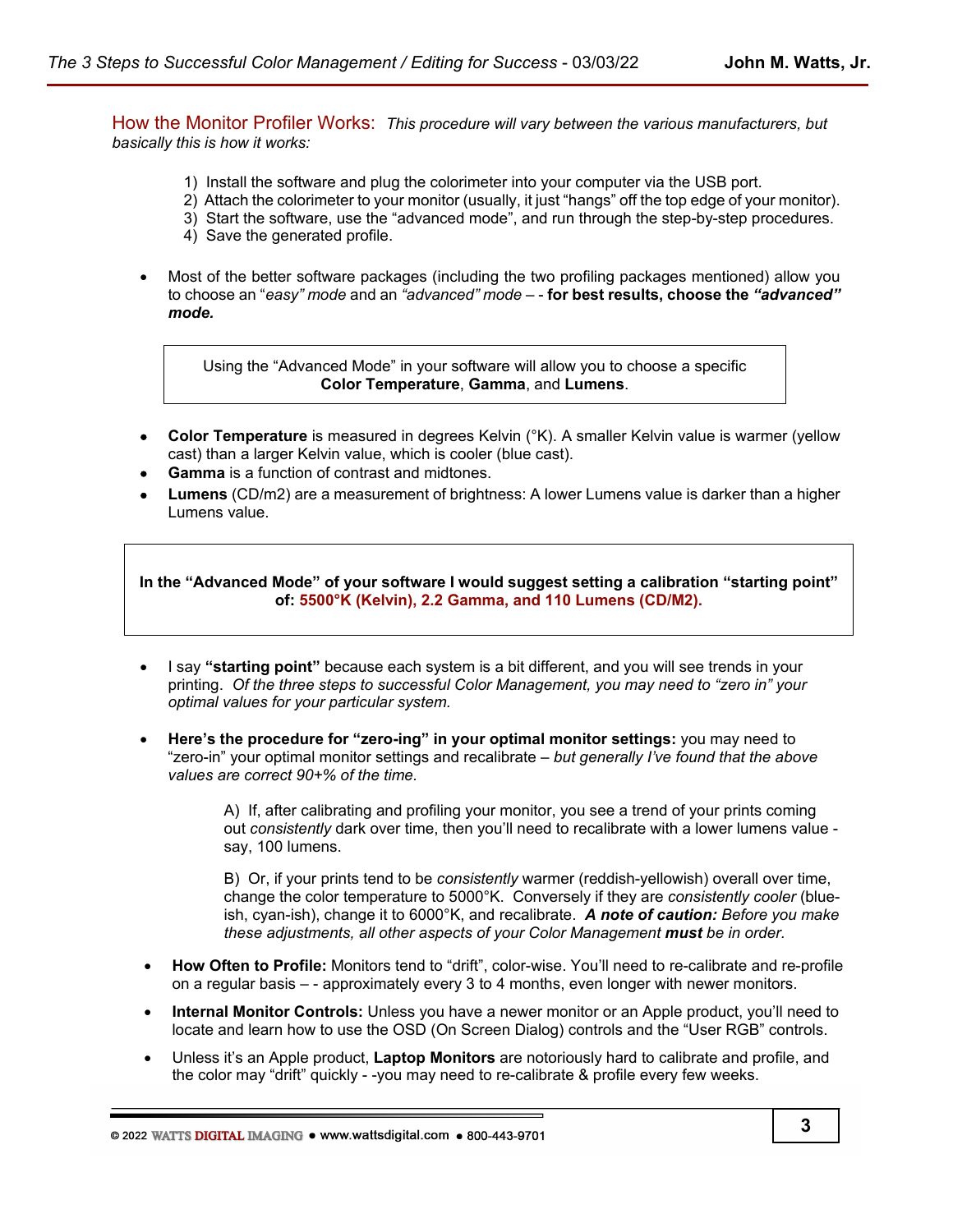## How the Monitor Profiler Works: *This procedure will vary between the various manufacturers, but basically this is how it works:*

1) Install the software and plug the colorimeter into your computer via the USB port.
2) Attach the colorimeter to your monitor (usually, it just "hangs" off the top edge of your monitor).
3) Start the software, use the "advanced mode", and run through the step-by-step procedures.
4) Save the generated profile.

- Most of the better software packages (including the two profiling packages mentioned) allow you to choose an "*easy" mode* and an *"advanced" mode* – - **for best results, choose the *"advanced" mode.***

> Using the "Advanced Mode" in your software will allow you to choose a specific **Color Temperature**, **Gamma**, and **Lumens**.

- **Color Temperature** is measured in degrees Kelvin (°K). A smaller Kelvin value is warmer (yellow cast) than a larger Kelvin value, which is cooler (blue cast).
- **Gamma** is a function of contrast and midtones.
- **Lumens** (CD/m2) are a measurement of brightness: A lower Lumens value is darker than a higher Lumens value.

> **In the "Advanced Mode" of your software I would suggest setting a calibration "starting point" of: 5500°K (Kelvin), 2.2 Gamma, and 110 Lumens (CD/M2).**

- I say **"starting point"** because each system is a bit different, and you will see trends in your printing. *Of the three steps to successful Color Management, you may need to "zero in" your optimal values for your particular system.*

- **Here's the procedure for "zero-ing" in your optimal monitor settings:** you may need to "zero-in" your optimal monitor settings and recalibrate – *but generally I've found that the above values are correct 90+% of the time.*

  A) If, after calibrating and profiling your monitor, you see a trend of your prints coming out *consistently* dark over time, then you'll need to recalibrate with a lower lumens value - say, 100 lumens.

  B) Or, if your prints tend to be *consistently* warmer (reddish-yellowish) overall over time, change the color temperature to 5000°K. Conversely if they are *consistently cooler* (blue-ish, cyan-ish), change it to 6000°K, and recalibrate. ***A note of caution:*** *Before you make these adjustments, all other aspects of your Color Management **must** be in order.*

- **How Often to Profile:** Monitors tend to "drift", color-wise. You'll need to re-calibrate and re-profile on a regular basis – - approximately every 3 to 4 months, even longer with newer monitors.
- **Internal Monitor Controls:** Unless you have a newer monitor or an Apple product, you'll need to locate and learn how to use the OSD (On Screen Dialog) controls and the "User RGB" controls.
- Unless it's an Apple product, **Laptop Monitors** are notoriously hard to calibrate and profile, and the color may "drift" quickly - -you may need to re-calibrate & profile every few weeks.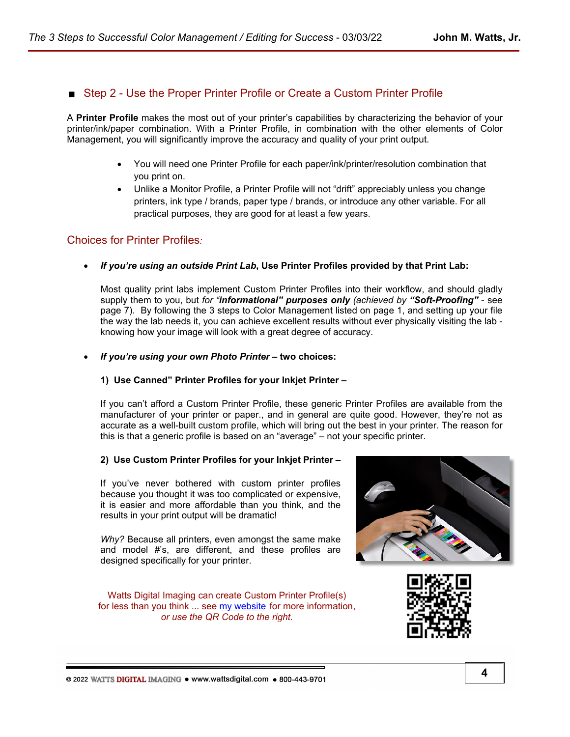## ■ Step 2 - Use the Proper Printer Profile or Create a Custom Printer Profile

A **Printer Profile** makes the most out of your printer's capabilities by characterizing the behavior of your printer/ink/paper combination. With a Printer Profile, in combination with the other elements of Color Management, you will significantly improve the accuracy and quality of your print output.

- You will need one Printer Profile for each paper/ink/printer/resolution combination that you print on.
- Unlike a Monitor Profile, a Printer Profile will not "drift" appreciably unless you change printers, ink type / brands, paper type / brands, or introduce any other variable. For all practical purposes, they are good for at least a few years.

### Choices for Printer Profiles*:*

- ***If you're using an outside Print Lab*, Use Printer Profiles provided by that Print Lab:**

  Most quality print labs implement Custom Printer Profiles into their workflow, and should gladly supply them to you, but *for "**informational" purposes only** (achieved by **"Soft-Proofing"***- see page 7). By following the 3 steps to Color Management listed on page 1, and setting up your file the way the lab needs it, you can achieve excellent results without ever physically visiting the lab - knowing how your image will look with a great degree of accuracy.

- ***If you're using your own Photo Printer* – two choices:**

  **1) Use Canned" Printer Profiles for your Inkjet Printer –**

  If you can't afford a Custom Printer Profile, these generic Printer Profiles are available from the manufacturer of your printer or paper., and in general are quite good. However, they're not as accurate as a well-built custom profile, which will bring out the best in your printer. The reason for this is that a generic profile is based on an "average" – not your specific printer.

  **2) Use Custom Printer Profiles for your Inkjet Printer –**

  If you've never bothered with custom printer profiles because you thought it was too complicated or expensive, it is easier and more affordable than you think, and the results in your print output will be dramatic!

  *Why?* Because all printers, even amongst the same make and model #'s, are different, and these profiles are designed specifically for your printer.

Watts Digital Imaging can create Custom Printer Profile(s) for less than you think ... see my website for more information, *or use the QR Code to the right.*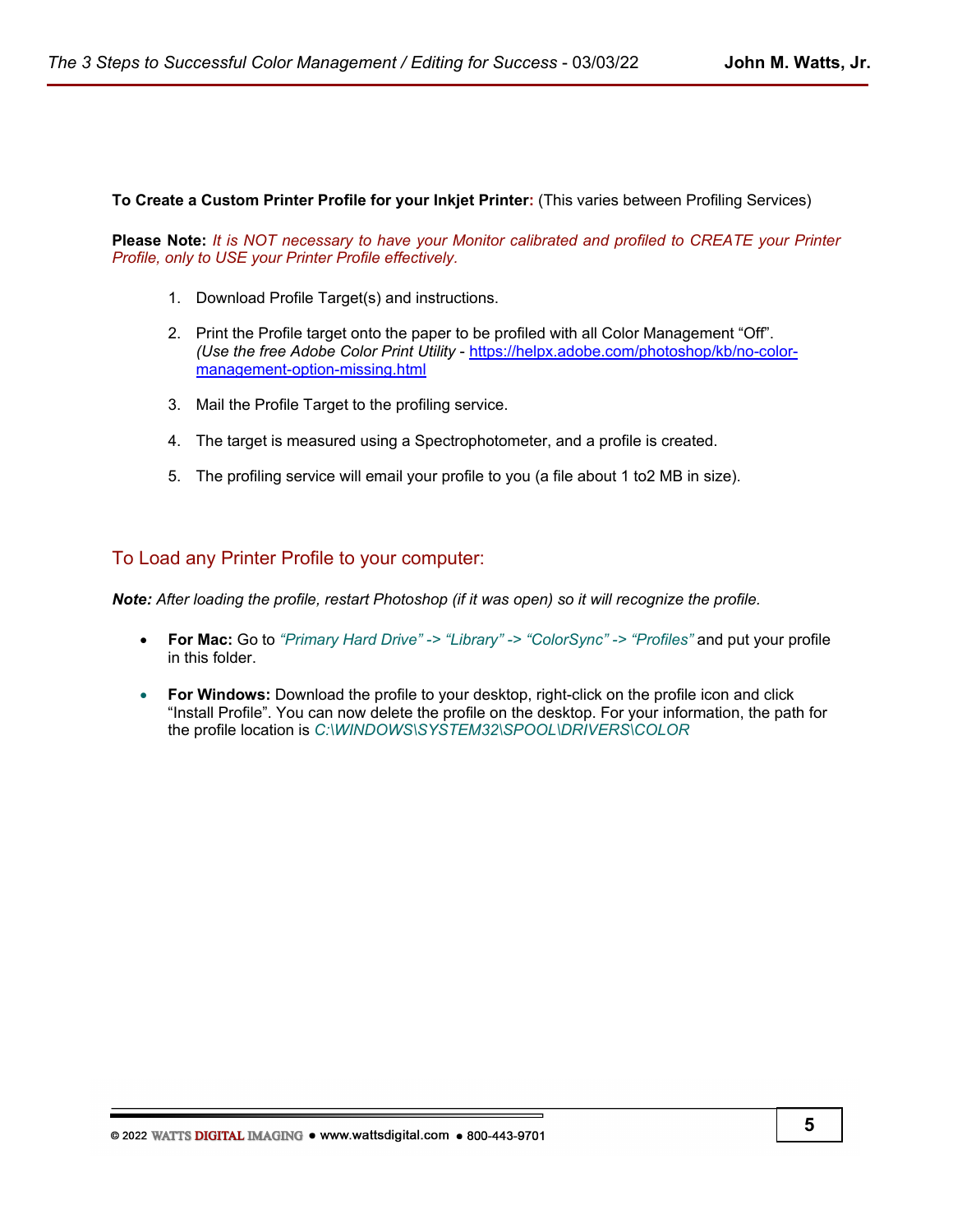**To Create a Custom Printer Profile for your Inkjet Printer:** (This varies between Profiling Services)

**Please Note:** *It is NOT necessary to have your Monitor calibrated and profiled to CREATE your Printer Profile, only to USE your Printer Profile effectively.*

1. Download Profile Target(s) and instructions.
2. Print the Profile target onto the paper to be profiled with all Color Management "Off". *(Use the free Adobe Color Print Utility* - https://helpx.adobe.com/photoshop/kb/no-color-management-option-missing.html
3. Mail the Profile Target to the profiling service.
4. The target is measured using a Spectrophotometer, and a profile is created.
5. The profiling service will email your profile to you (a file about 1 to2 MB in size).

## To Load any Printer Profile to your computer:

***Note:*** *After loading the profile, restart Photoshop (if it was open) so it will recognize the profile.*

- **For Mac:** Go to *"Primary Hard Drive" -> "Library" -> "ColorSync" -> "Profiles"* and put your profile in this folder.
- **For Windows:** Download the profile to your desktop, right-click on the profile icon and click "Install Profile". You can now delete the profile on the desktop. For your information, the path for the profile location is *C:\WINDOWS\SYSTEM32\SPOOL\DRIVERS\COLOR*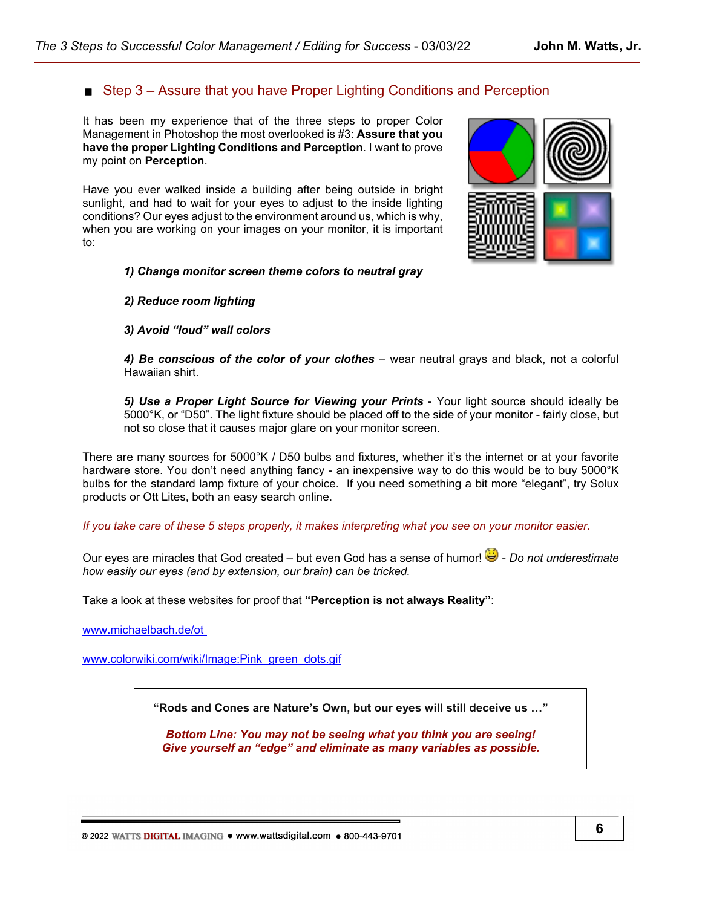## ■ Step 3 – Assure that you have Proper Lighting Conditions and Perception

It has been my experience that of the three steps to proper Color Management in Photoshop the most overlooked is #3: **Assure that you have the proper Lighting Conditions and Perception**. I want to prove my point on **Perception**.

Have you ever walked inside a building after being outside in bright sunlight, and had to wait for your eyes to adjust to the inside lighting conditions? Our eyes adjust to the environment around us, which is why, when you are working on your images on your monitor, it is important to:

***1) Change monitor screen theme colors to neutral gray***

***2) Reduce room lighting***

***3) Avoid "loud" wall colors***

***4) Be conscious of the color of your clothes*** – wear neutral grays and black, not a colorful Hawaiian shirt.

***5) Use a Proper Light Source for Viewing your Prints*** - Your light source should ideally be 5000°K, or "D50". The light fixture should be placed off to the side of your monitor - fairly close, but not so close that it causes major glare on your monitor screen.

There are many sources for 5000°K / D50 bulbs and fixtures, whether it's the internet or at your favorite hardware store. You don't need anything fancy - an inexpensive way to do this would be to buy 5000°K bulbs for the standard lamp fixture of your choice. If you need something a bit more "elegant", try Solux products or Ott Lites, both an easy search online.

*If you take care of these 5 steps properly, it makes interpreting what you see on your monitor easier.*

Our eyes are miracles that God created – but even God has a sense of humor! 😃 - *Do not underestimate how easily our eyes (and by extension, our brain) can be tricked.*

Take a look at these websites for proof that **"Perception is not always Reality"**:

[www.michaelbach.de/ot](www.michaelbach.de/ot)

[www.colorwiki.com/wiki/Image:Pink_green_dots.gif](www.colorwiki.com/wiki/Image:Pink_green_dots.gif)

> **"Rods and Cones are Nature's Own, but our eyes will still deceive us …"**
>
> ***Bottom Line: You may not be seeing what you think you are seeing! Give yourself an "edge" and eliminate as many variables as possible.***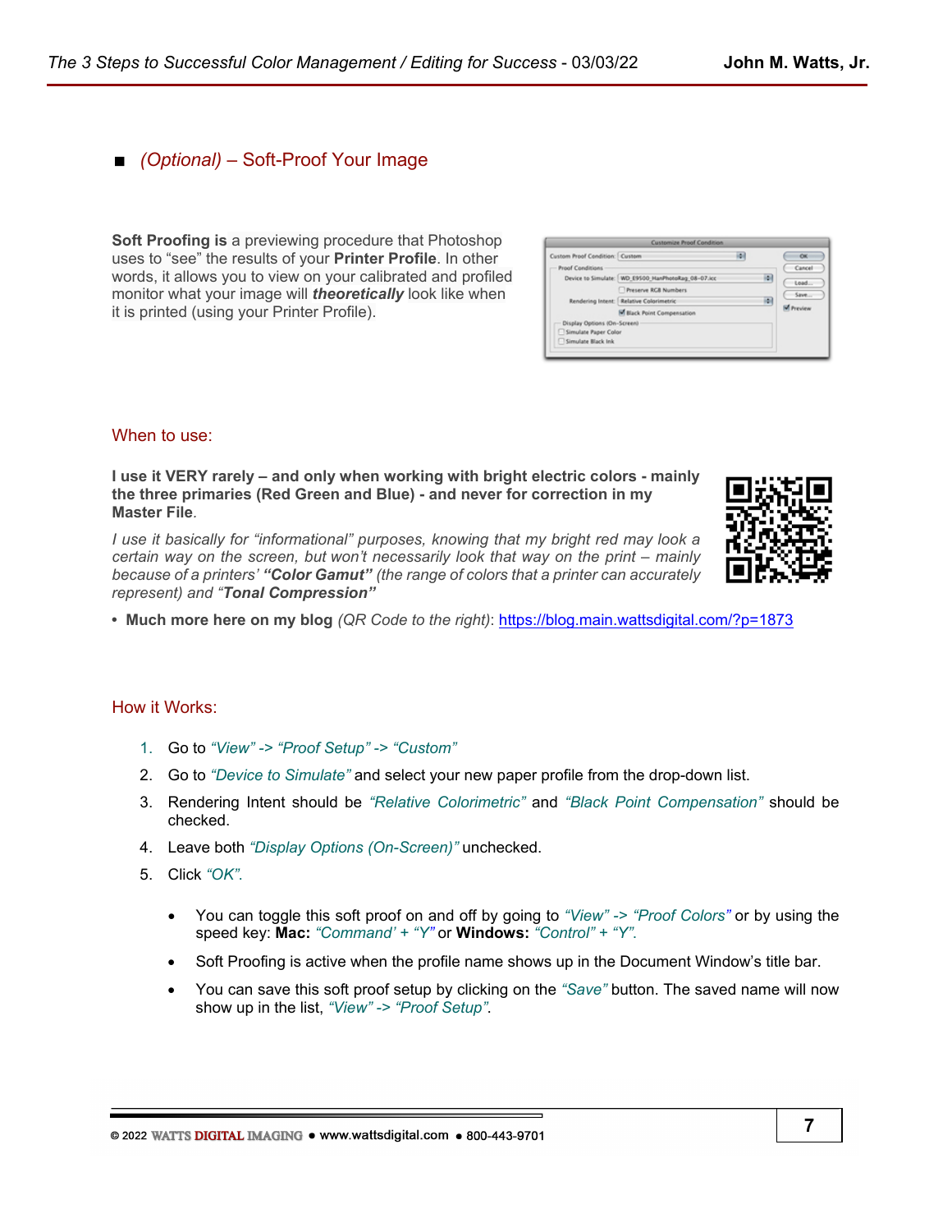## ■ *(Optional)* – Soft-Proof Your Image

**Soft Proofing is** a previewing procedure that Photoshop uses to "see" the results of your **Printer Profile**. In other words, it allows you to view on your calibrated and profiled monitor what your image will ***theoretically*** look like when it is printed (using your Printer Profile).

### When to use:

**I use it VERY rarely – and only when working with bright electric colors - mainly the three primaries (Red Green and Blue) - and never for correction in my Master File**.

*I use it basically for "informational" purposes, knowing that my bright red may look a certain way on the screen, but won't necessarily look that way on the print – mainly because of a printers'* ***"Color Gamut"*** *(the range of colors that a printer can accurately represent) and "****Tonal Compression"***

- **Much more here on my blog** *(QR Code to the right)*: https://blog.main.wattsdigital.com/?p=1873

### How it Works:

1. Go to *"View" -> "Proof Setup" -> "Custom"*
2. Go to *"Device to Simulate"* and select your new paper profile from the drop-down list.
3. Rendering Intent should be *"Relative Colorimetric"* and *"Black Point Compensation"* should be checked.
4. Leave both *"Display Options (On-Screen)"* unchecked.
5. Click *"OK"*.

- You can toggle this soft proof on and off by going to *"View" -> "Proof Colors"* or by using the speed key: **Mac:** *"Command' + "Y"* or **Windows:** *"Control" + "Y"*.
- Soft Proofing is active when the profile name shows up in the Document Window's title bar.
- You can save this soft proof setup by clicking on the *"Save"* button. The saved name will now show up in the list, *"View" -> "Proof Setup"*.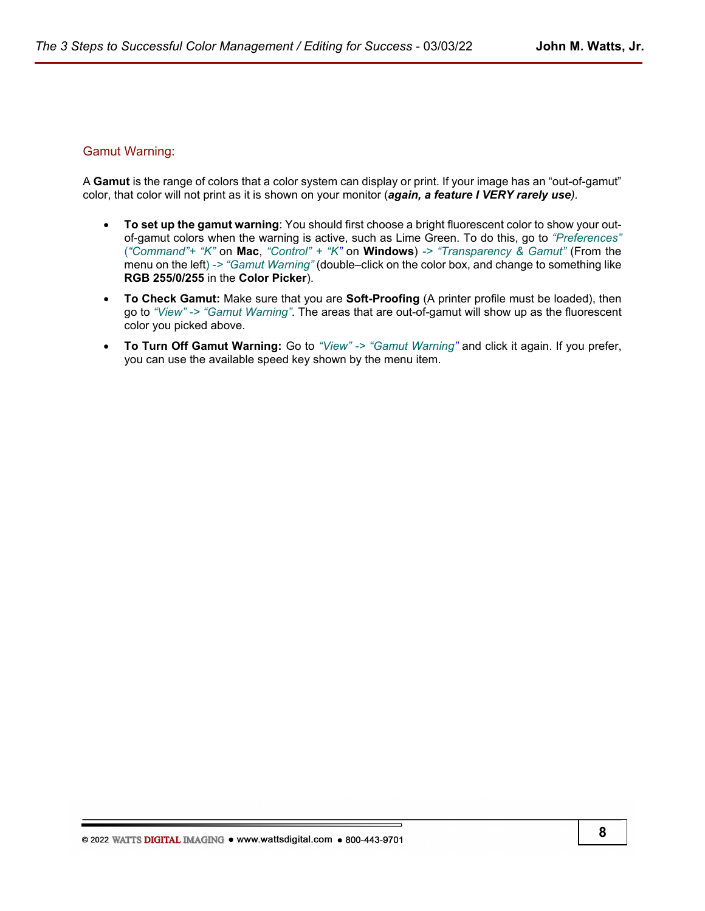## Gamut Warning:

A **Gamut** is the range of colors that a color system can display or print. If your image has an "out-of-gamut" color, that color will not print as it is shown on your monitor (***again, a feature I VERY rarely use***).

- **To set up the gamut warning**: You should first choose a bright fluorescent color to show your out-of-gamut colors when the warning is active, such as Lime Green. To do this, go to *"Preferences"* (*"Command"+ "K"* on **Mac**, *"Control" + "K"* on **Windows**) *-> "Transparency & Gamut"* (From the menu on the left) *-> "Gamut Warning"* (double–click on the color box, and change to something like **RGB 255/0/255** in the **Color Picker**).
- **To Check Gamut:** Make sure that you are **Soft-Proofing** (A printer profile must be loaded), then go to *"View" -> "Gamut Warning"*. The areas that are out-of-gamut will show up as the fluorescent color you picked above.
- **To Turn Off Gamut Warning:** Go to *"View" -> "Gamut Warning"* and click it again. If you prefer, you can use the available speed key shown by the menu item.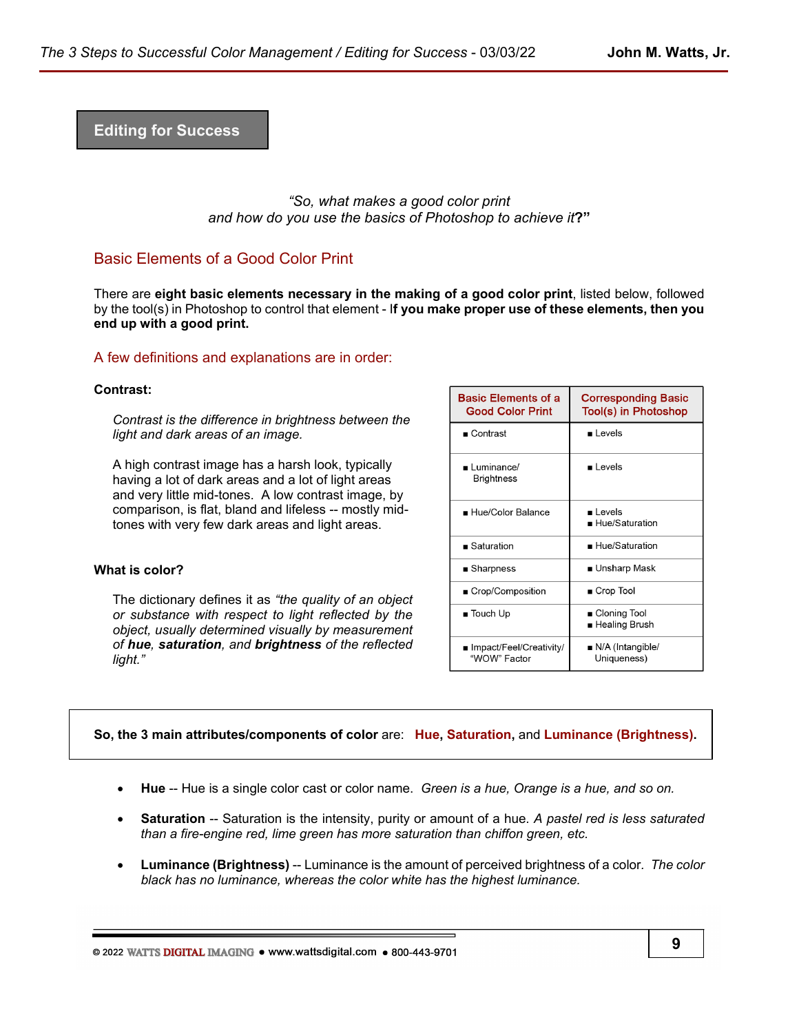## Editing for Success

*"So, what makes a good color print and how do you use the basics of Photoshop to achieve it?"*

### Basic Elements of a Good Color Print

There are **eight basic elements necessary in the making of a good color print**, listed below, followed by the tool(s) in Photoshop to control that element - I**f you make proper use of these elements, then you end up with a good print.**

### A few definitions and explanations are in order:

**Contrast:**

*Contrast is the difference in brightness between the light and dark areas of an image.*

A high contrast image has a harsh look, typically having a lot of dark areas and a lot of light areas and very little mid-tones. A low contrast image, by comparison, is flat, bland and lifeless -- mostly mid-tones with very few dark areas and light areas.

**What is color?**

The dictionary defines it as *"the quality of an object or substance with respect to light reflected by the object, usually determined visually by measurement of **hue**, **saturation**, and **brightness** of the reflected light."*

| Basic Elements of a Good Color Print | Corresponding Basic Tool(s) in Photoshop |
|---|---|
| ■ Contrast | ■ Levels |
| ■ Luminance/ Brightness | ■ Levels |
| ■ Hue/Color Balance | ■ Levels<br>■ Hue/Saturation |
| ■ Saturation | ■ Hue/Saturation |
| ■ Sharpness | ■ Unsharp Mask |
| ■ Crop/Composition | ■ Crop Tool |
| ■ Touch Up | ■ Cloning Tool<br>■ Healing Brush |
| ■ Impact/Feel/Creativity/ "WOW" Factor | ■ N/A (Intangible/ Uniqueness) |

**So, the 3 main attributes/components of color** are: **Hue**, **Saturation**, and **Luminance (Brightness).**

- **Hue** -- Hue is a single color cast or color name. *Green is a hue, Orange is a hue, and so on.*
- **Saturation** -- Saturation is the intensity, purity or amount of a hue. *A pastel red is less saturated than a fire-engine red, lime green has more saturation than chiffon green, etc.*
- **Luminance (Brightness)** -- Luminance is the amount of perceived brightness of a color. *The color black has no luminance, whereas the color white has the highest luminance.*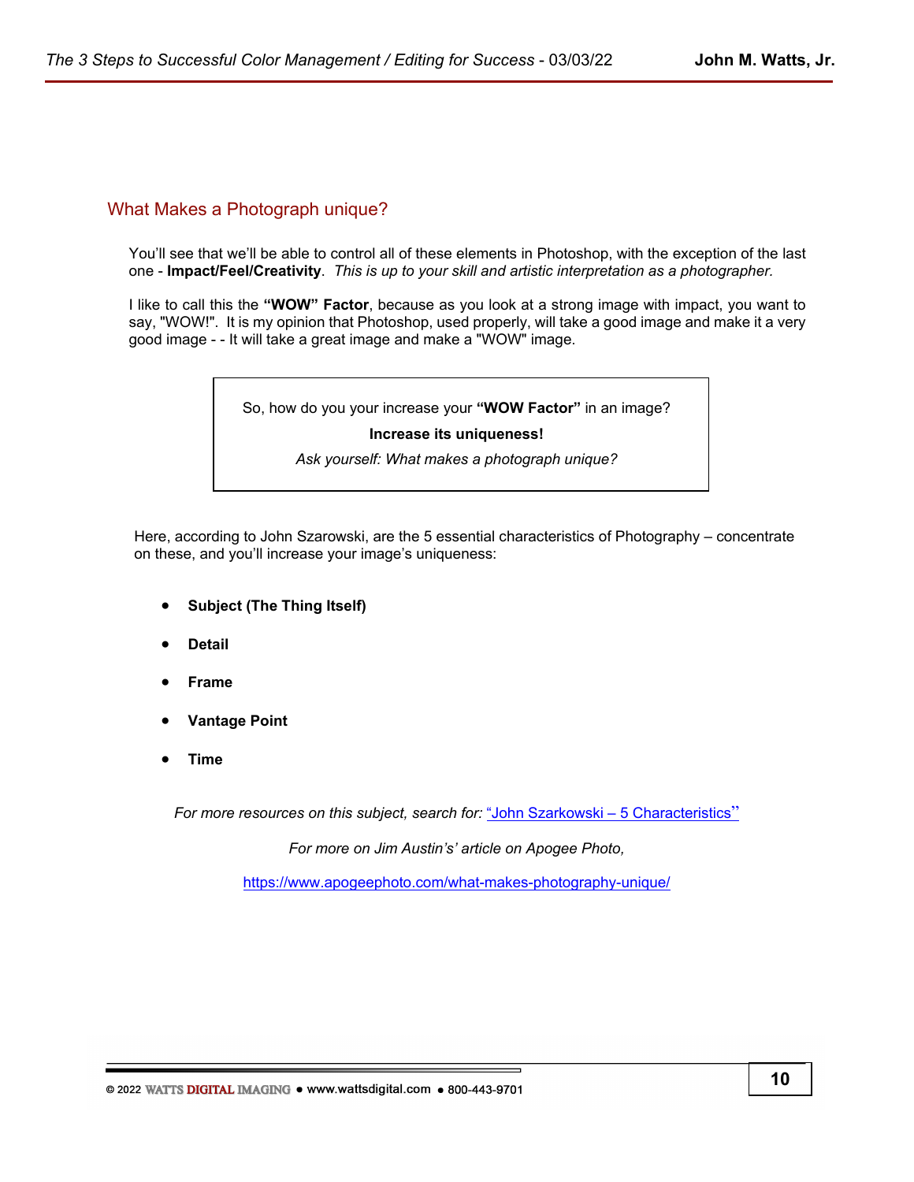## What Makes a Photograph unique?

You'll see that we'll be able to control all of these elements in Photoshop, with the exception of the last one - **Impact/Feel/Creativity**. *This is up to your skill and artistic interpretation as a photographer.*

I like to call this the **"WOW" Factor**, because as you look at a strong image with impact, you want to say, "WOW!". It is my opinion that Photoshop, used properly, will take a good image and make it a very good image - - It will take a great image and make a "WOW" image.

> So, how do you your increase your **"WOW Factor"** in an image?
>
> **Increase its uniqueness!**
>
> *Ask yourself: What makes a photograph unique?*

Here, according to John Szarowski, are the 5 essential characteristics of Photography – concentrate on these, and you'll increase your image's uniqueness:

- **Subject (The Thing Itself)**
- **Detail**
- **Frame**
- **Vantage Point**
- **Time**

*For more resources on this subject, search for:* "John Szarkowski – 5 Characteristics"

*For more on Jim Austin's' article on Apogee Photo,*

https://www.apogeephoto.com/what-makes-photography-unique/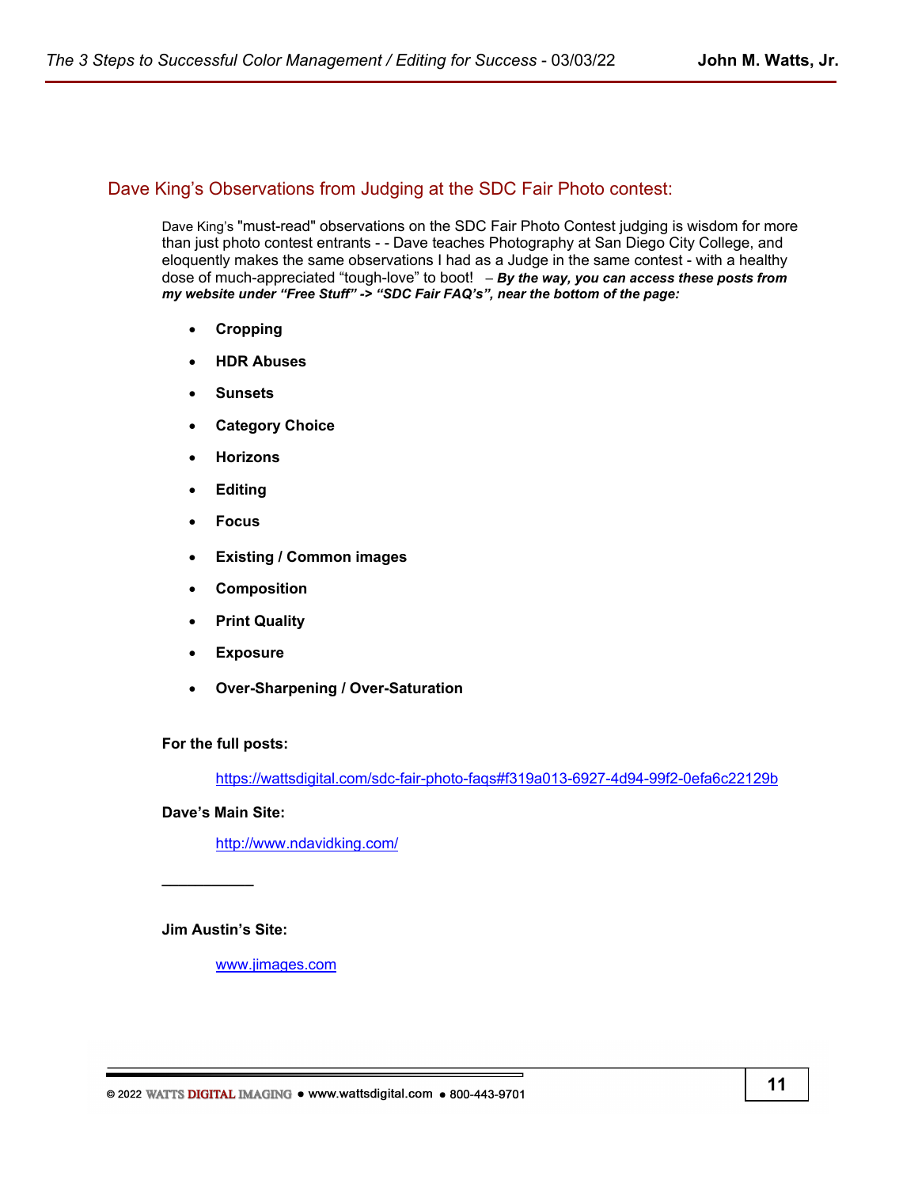## Dave King's Observations from Judging at the SDC Fair Photo contest:

Dave King's "must-read" observations on the SDC Fair Photo Contest judging is wisdom for more than just photo contest entrants - - Dave teaches Photography at San Diego City College, and eloquently makes the same observations I had as a Judge in the same contest - with a healthy dose of much-appreciated "tough-love" to boot! – ***By the way, you can access these posts from my website under "Free Stuff" -> "SDC Fair FAQ's", near the bottom of the page:***

- **Cropping**
- **HDR Abuses**
- **Sunsets**
- **Category Choice**
- **Horizons**
- **Editing**
- **Focus**
- **Existing / Common images**
- **Composition**
- **Print Quality**
- **Exposure**
- **Over-Sharpening / Over-Saturation**

**For the full posts:**

https://wattsdigital.com/sdc-fair-photo-faqs#f319a013-6927-4d94-99f2-0efa6c22129b

**Dave's Main Site:**

http://www.ndavidking.com/

___________

**Jim Austin's Site:**

www.jimages.com